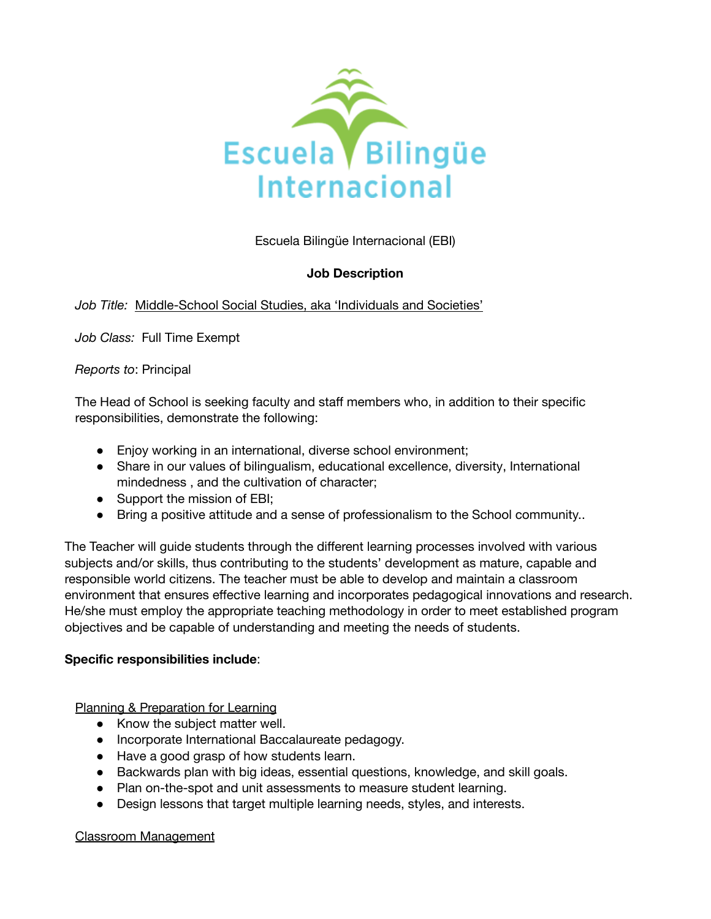Escuela Bilingüe Internacional (EBI)

**Job Description**

*Job Title:* Middle-School Social Studies, aka 'Individuals and Societies'

*Job Class:* Full Time Exempt

*Reports to*: Principal

The Head of School is seeking faculty and staff members who, in addition to their specific responsibilities, demonstrate the following:

- Enjoy working in an international, diverse school environment;
- Share in our values of bilingualism, educational excellence, diversity, International mindedness , and the cultivation of character;
- Support the mission of EBI;
- Bring a positive attitude and a sense of professionalism to the School community..

The Teacher will guide students through the different learning processes involved with various subjects and/or skills, thus contributing to the students' development as mature, capable and responsible world citizens. The teacher must be able to develop and maintain a classroom environment that ensures effective learning and incorporates pedagogical innovations and research. He/she must employ the appropriate teaching methodology in order to meet established program objectives and be capable of understanding and meeting the needs of students.

**Specific responsibilities include**:

Planning & Preparation for Learning

- Know the subject matter well.
- Incorporate International Baccalaureate pedagogy.
- Have a good grasp of how students learn.
- Backwards plan with big ideas, essential questions, knowledge, and skill goals.
- Plan on-the-spot and unit assessments to measure student learning.
- Design lessons that target multiple learning needs, styles, and interests.

Classroom Management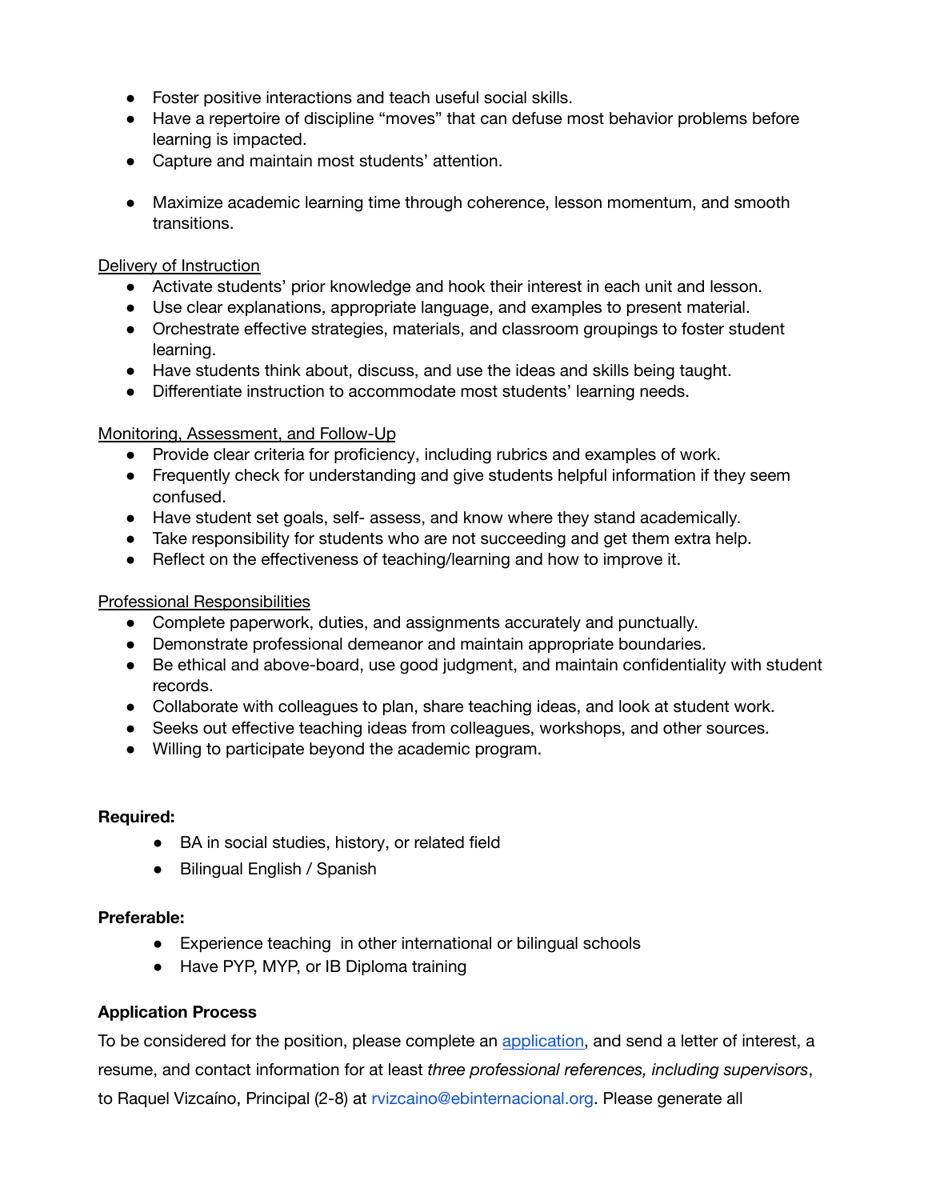- Foster positive interactions and teach useful social skills.
- Have a repertoire of discipline “moves” that can defuse most behavior problems before learning is impacted.
- Capture and maintain most students’ attention.

- Maximize academic learning time through coherence, lesson momentum, and smooth transitions.

<u>Delivery of Instruction</u>

- Activate students’ prior knowledge and hook their interest in each unit and lesson.
- Use clear explanations, appropriate language, and examples to present material.
- Orchestrate effective strategies, materials, and classroom groupings to foster student learning.
- Have students think about, discuss, and use the ideas and skills being taught.
- Differentiate instruction to accommodate most students’ learning needs.

<u>Monitoring, Assessment, and Follow-Up</u>

- Provide clear criteria for proficiency, including rubrics and examples of work.
- Frequently check for understanding and give students helpful information if they seem confused.
- Have student set goals, self- assess, and know where they stand academically.
- Take responsibility for students who are not succeeding and get them extra help.
- Reflect on the effectiveness of teaching/learning and how to improve it.

<u>Professional Responsibilities</u>

- Complete paperwork, duties, and assignments accurately and punctually.
- Demonstrate professional demeanor and maintain appropriate boundaries.
- Be ethical and above-board, use good judgment, and maintain confidentiality with student records.
- Collaborate with colleagues to plan, share teaching ideas, and look at student work.
- Seeks out effective teaching ideas from colleagues, workshops, and other sources.
- Willing to participate beyond the academic program.

**Required:**

- BA in social studies, history, or related field
- Bilingual English / Spanish

**Preferable:**

- Experience teaching in other international or bilingual schools
- Have PYP, MYP, or IB Diploma training

**Application Process**

To be considered for the position, please complete an application, and send a letter of interest, a resume, and contact information for at least *three professional references, including supervisors*, to Raquel Vizcaíno, Principal (2-8) at rvizcaino@ebinternacional.org. Please generate all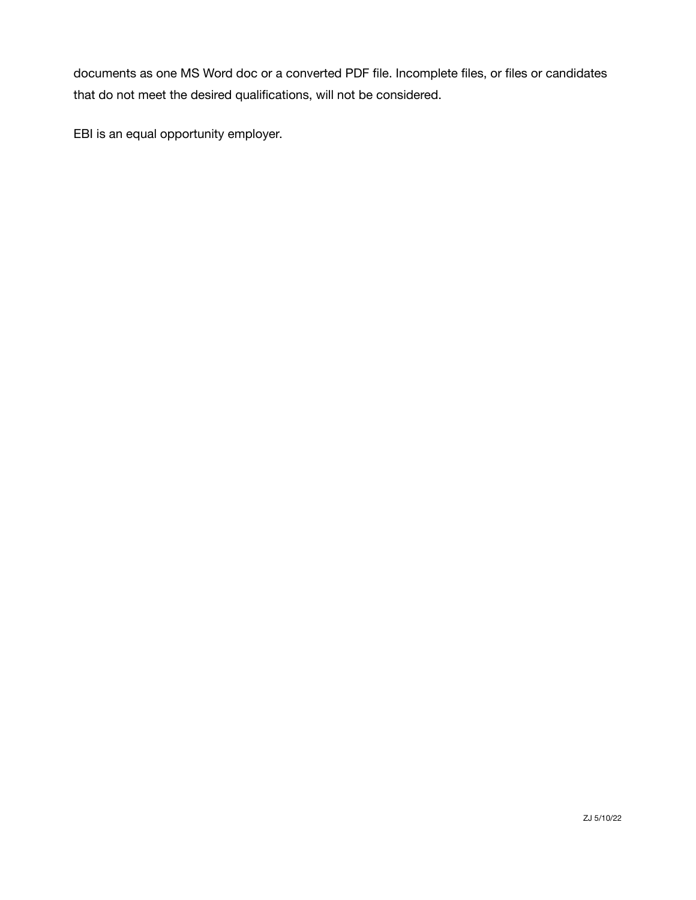documents as one MS Word doc or a converted PDF file. Incomplete files, or files or candidates that do not meet the desired qualifications, will not be considered.

EBI is an equal opportunity employer.

ZJ 5/10/22